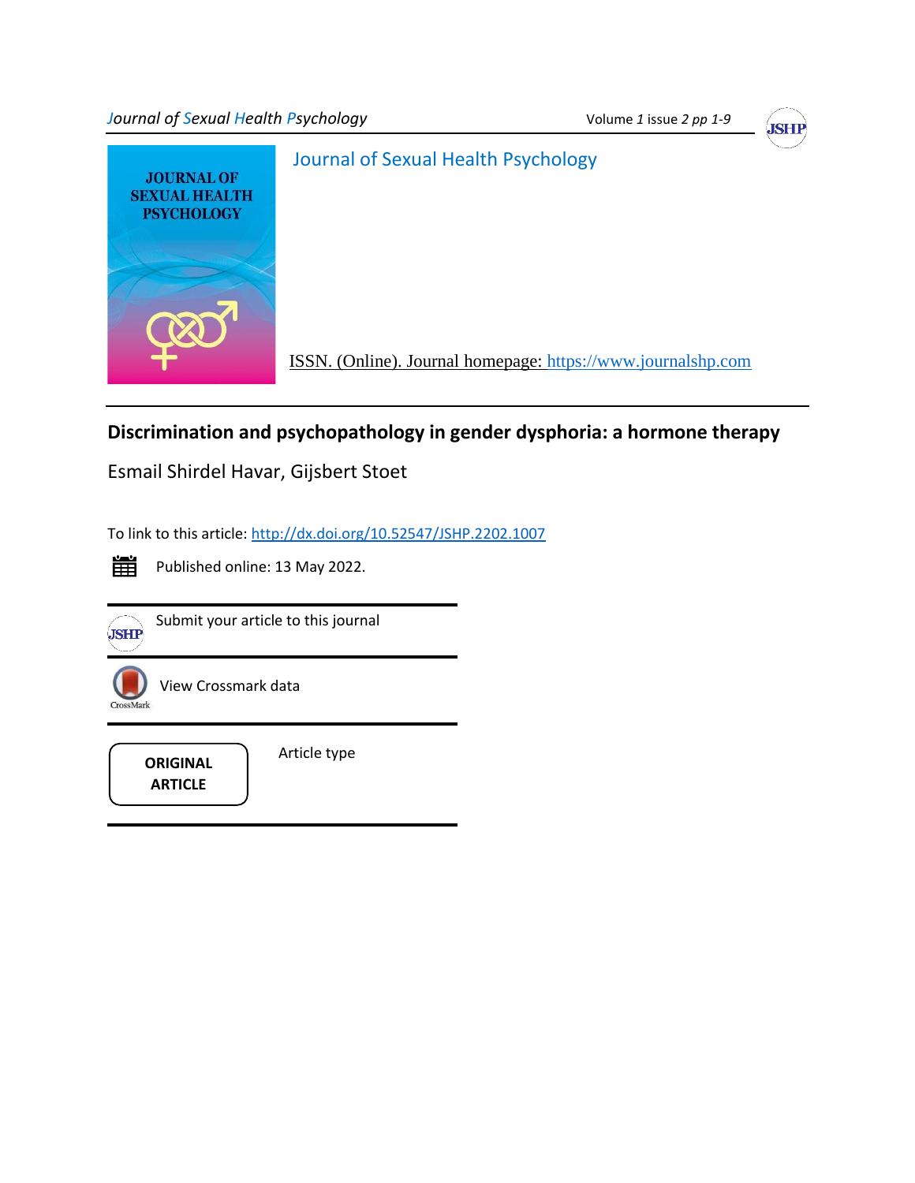Journal of Sexual Health Psychology

ISSN. (Online). Journal homepage: https://www.journalshp.com

# Discrimination and psychopathology in gender dysphoria: a hormone therapy

Esmail Shirdel Havar, Gijsbert Stoet

To link to this article: http://dx.doi.org/10.52547/JSHP.2202.1007

Published online: 13 May 2022.

Submit your article to this journal

View Crossmark data

**ORIGINAL ARTICLE**

Article type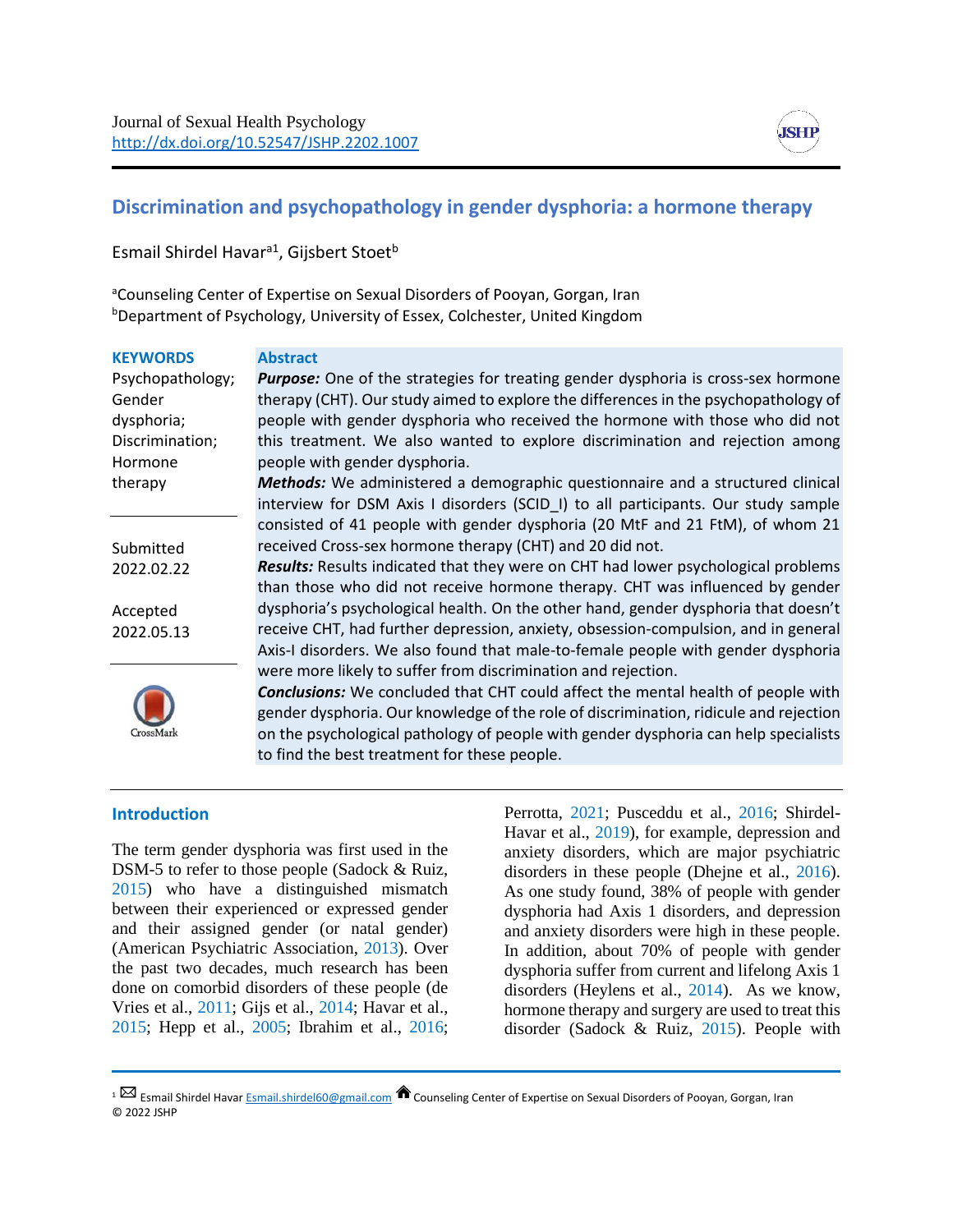# Discrimination and psychopathology in gender dysphoria: a hormone therapy

Esmail Shirdel Havar[a1], Gijsbert Stoet[b]

[a]Counseling Center of Expertise on Sexual Disorders of Pooyan, Gorgan, Iran
[b]Department of Psychology, University of Essex, Colchester, United Kingdom

**KEYWORDS**
Psychopathology; Gender dysphoria; Discrimination; Hormone therapy

Submitted 2022.02.22

Accepted 2022.05.13

## Abstract

***Purpose:*** One of the strategies for treating gender dysphoria is cross-sex hormone therapy (CHT). Our study aimed to explore the differences in the psychopathology of people with gender dysphoria who received the hormone with those who did not this treatment. We also wanted to explore discrimination and rejection among people with gender dysphoria.

***Methods:*** We administered a demographic questionnaire and a structured clinical interview for DSM Axis I disorders (SCID_I) to all participants. Our study sample consisted of 41 people with gender dysphoria (20 MtF and 21 FtM), of whom 21 received Cross-sex hormone therapy (CHT) and 20 did not.

***Results:*** Results indicated that they were on CHT had lower psychological problems than those who did not receive hormone therapy. CHT was influenced by gender dysphoria's psychological health. On the other hand, gender dysphoria that doesn't receive CHT, had further depression, anxiety, obsession-compulsion, and in general Axis-I disorders. We also found that male-to-female people with gender dysphoria were more likely to suffer from discrimination and rejection.

***Conclusions:*** We concluded that CHT could affect the mental health of people with gender dysphoria. Our knowledge of the role of discrimination, ridicule and rejection on the psychological pathology of people with gender dysphoria can help specialists to find the best treatment for these people.

## Introduction

The term gender dysphoria was first used in the DSM-5 to refer to those people (Sadock & Ruiz, 2015) who have a distinguished mismatch between their experienced or expressed gender and their assigned gender (or natal gender) (American Psychiatric Association, 2013). Over the past two decades, much research has been done on comorbid disorders of these people (de Vries et al., 2011; Gijs et al., 2014; Havar et al., 2015; Hepp et al., 2005; Ibrahim et al., 2016; Perrotta, 2021; Pusceddu et al., 2016; Shirdel-Havar et al., 2019), for example, depression and anxiety disorders, which are major psychiatric disorders in these people (Dhejne et al., 2016). As one study found, 38% of people with gender dysphoria had Axis 1 disorders, and depression and anxiety disorders were high in these people. In addition, about 70% of people with gender dysphoria suffer from current and lifelong Axis 1 disorders (Heylens et al., 2014). As we know, hormone therapy and surgery are used to treat this disorder (Sadock & Ruiz, 2015). People with

[1] Esmail Shirdel Havar Esmail.shirdel60@gmail.com Counseling Center of Expertise on Sexual Disorders of Pooyan, Gorgan, Iran
© 2022 JSHP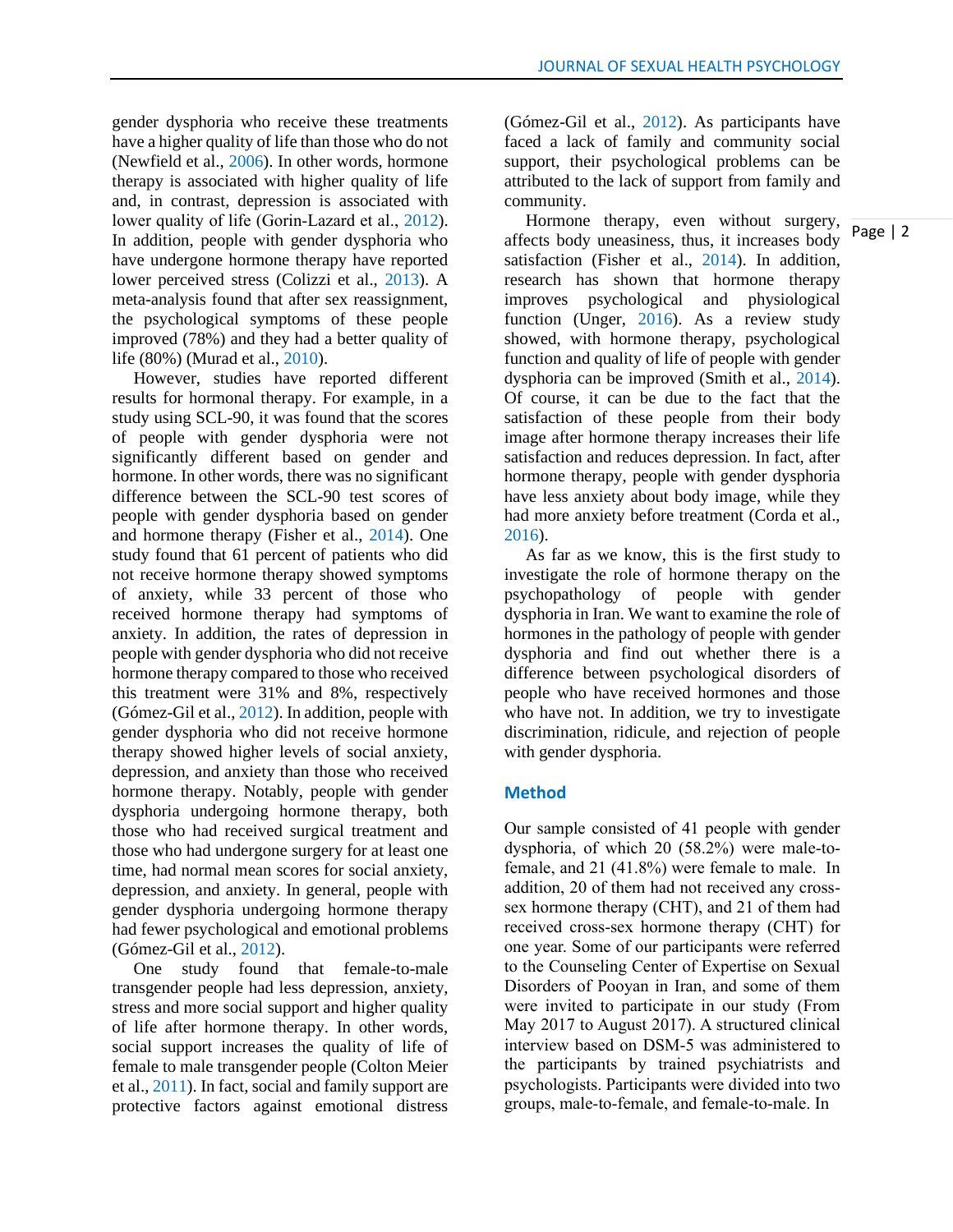gender dysphoria who receive these treatments have a higher quality of life than those who do not (Newfield et al., 2006). In other words, hormone therapy is associated with higher quality of life and, in contrast, depression is associated with lower quality of life (Gorin-Lazard et al., 2012). In addition, people with gender dysphoria who have undergone hormone therapy have reported lower perceived stress (Colizzi et al., 2013). A meta-analysis found that after sex reassignment, the psychological symptoms of these people improved (78%) and they had a better quality of life (80%) (Murad et al., 2010).

However, studies have reported different results for hormonal therapy. For example, in a study using SCL-90, it was found that the scores of people with gender dysphoria were not significantly different based on gender and hormone. In other words, there was no significant difference between the SCL-90 test scores of people with gender dysphoria based on gender and hormone therapy (Fisher et al., 2014). One study found that 61 percent of patients who did not receive hormone therapy showed symptoms of anxiety, while 33 percent of those who received hormone therapy had symptoms of anxiety. In addition, the rates of depression in people with gender dysphoria who did not receive hormone therapy compared to those who received this treatment were 31% and 8%, respectively (Gómez-Gil et al., 2012). In addition, people with gender dysphoria who did not receive hormone therapy showed higher levels of social anxiety, depression, and anxiety than those who received hormone therapy. Notably, people with gender dysphoria undergoing hormone therapy, both those who had received surgical treatment and those who had undergone surgery for at least one time, had normal mean scores for social anxiety, depression, and anxiety. In general, people with gender dysphoria undergoing hormone therapy had fewer psychological and emotional problems (Gómez-Gil et al., 2012).

One study found that female-to-male transgender people had less depression, anxiety, stress and more social support and higher quality of life after hormone therapy. In other words, social support increases the quality of life of female to male transgender people (Colton Meier et al., 2011). In fact, social and family support are protective factors against emotional distress (Gómez-Gil et al., 2012). As participants have faced a lack of family and community social support, their psychological problems can be attributed to the lack of support from family and community.

Hormone therapy, even without surgery, affects body uneasiness, thus, it increases body satisfaction (Fisher et al., 2014). In addition, research has shown that hormone therapy improves psychological and physiological function (Unger, 2016). As a review study showed, with hormone therapy, psychological function and quality of life of people with gender dysphoria can be improved (Smith et al., 2014). Of course, it can be due to the fact that the satisfaction of these people from their body image after hormone therapy increases their life satisfaction and reduces depression. In fact, after hormone therapy, people with gender dysphoria have less anxiety about body image, while they had more anxiety before treatment (Corda et al., 2016).

As far as we know, this is the first study to investigate the role of hormone therapy on the psychopathology of people with gender dysphoria in Iran. We want to examine the role of hormones in the pathology of people with gender dysphoria and find out whether there is a difference between psychological disorders of people who have received hormones and those who have not. In addition, we try to investigate discrimination, ridicule, and rejection of people with gender dysphoria.

## Method

Our sample consisted of 41 people with gender dysphoria, of which 20 (58.2%) were male-to-female, and 21 (41.8%) were female to male. In addition, 20 of them had not received any cross-sex hormone therapy (CHT), and 21 of them had received cross-sex hormone therapy (CHT) for one year. Some of our participants were referred to the Counseling Center of Expertise on Sexual Disorders of Pooyan in Iran, and some of them were invited to participate in our study (From May 2017 to August 2017). A structured clinical interview based on DSM-5 was administered to the participants by trained psychiatrists and psychologists. Participants were divided into two groups, male-to-female, and female-to-male. In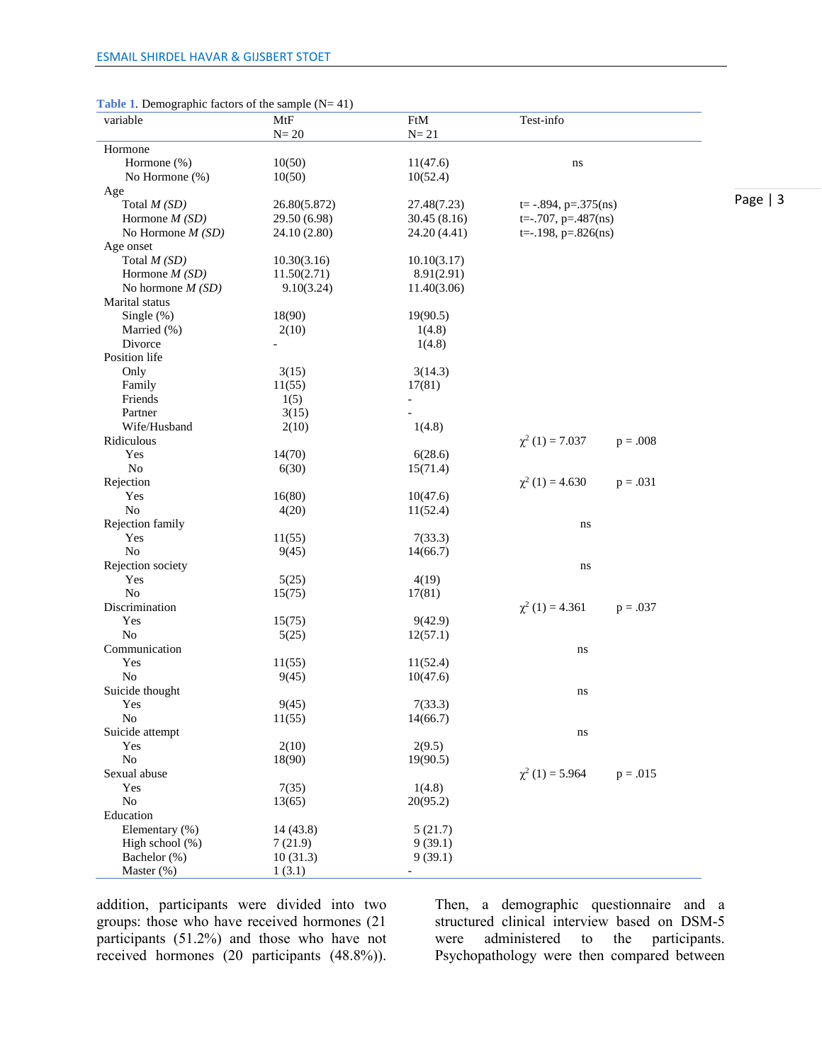**Table 1**. Demographic factors of the sample (N= 41)

| variable | MtF N= 20 | FtM N= 21 | Test-info | |
|---|---|---|---|---|
| Hormone | | | | |
| Hormone (%) | 10(50) | 11(47.6) | ns | |
| No Hormone (%) | 10(50) | 10(52.4) | | |
| Age | | | | |
| Total *M (SD)* | 26.80(5.872) | 27.48(7.23) | t= -.894, p=.375(ns) | |
| Hormone *M (SD)* | 29.50 (6.98) | 30.45 (8.16) | t=-.707, p=.487(ns) | |
| No Hormone *M (SD)* | 24.10 (2.80) | 24.20 (4.41) | t=-.198, p=.826(ns) | |
| Age onset | | | | |
| Total *M (SD)* | 10.30(3.16) | 10.10(3.17) | | |
| Hormone *M (SD)* | 11.50(2.71) | 8.91(2.91) | | |
| No hormone *M (SD)* | 9.10(3.24) | 11.40(3.06) | | |
| Marital status | | | | |
| Single (%) | 18(90) | 19(90.5) | | |
| Married (%) | 2(10) | 1(4.8) | | |
| Divorce | - | 1(4.8) | | |
| Position life | | | | |
| Only | 3(15) | 3(14.3) | | |
| Family | 11(55) | 17(81) | | |
| Friends | 1(5) | - | | |
| Partner | 3(15) | - | | |
| Wife/Husband | 2(10) | 1(4.8) | | |
| Ridiculous | | | $\chi^2$ (1) = 7.037 | p = .008 |
| Yes | 14(70) | 6(28.6) | | |
| No | 6(30) | 15(71.4) | | |
| Rejection | | | $\chi^2$ (1) = 4.630 | p = .031 |
| Yes | 16(80) | 10(47.6) | | |
| No | 4(20) | 11(52.4) | | |
| Rejection family | | | ns | |
| Yes | 11(55) | 7(33.3) | | |
| No | 9(45) | 14(66.7) | | |
| Rejection society | | | ns | |
| Yes | 5(25) | 4(19) | | |
| No | 15(75) | 17(81) | | |
| Discrimination | | | $\chi^2$ (1) = 4.361 | p = .037 |
| Yes | 15(75) | 9(42.9) | | |
| No | 5(25) | 12(57.1) | | |
| Communication | | | ns | |
| Yes | 11(55) | 11(52.4) | | |
| No | 9(45) | 10(47.6) | | |
| Suicide thought | | | ns | |
| Yes | 9(45) | 7(33.3) | | |
| No | 11(55) | 14(66.7) | | |
| Suicide attempt | | | ns | |
| Yes | 2(10) | 2(9.5) | | |
| No | 18(90) | 19(90.5) | | |
| Sexual abuse | | | $\chi^2$ (1) = 5.964 | p = .015 |
| Yes | 7(35) | 1(4.8) | | |
| No | 13(65) | 20(95.2) | | |
| Education | | | | |
| Elementary (%) | 14 (43.8) | 5 (21.7) | | |
| High school (%) | 7 (21.9) | 9 (39.1) | | |
| Bachelor (%) | 10 (31.3) | 9 (39.1) | | |
| Master (%) | 1 (3.1) | - | | |

addition, participants were divided into two groups: those who have received hormones (21 participants (51.2%) and those who have not received hormones (20 participants (48.8%)). Then, a demographic questionnaire and a structured clinical interview based on DSM-5 were administered to the participants. Psychopathology were then compared between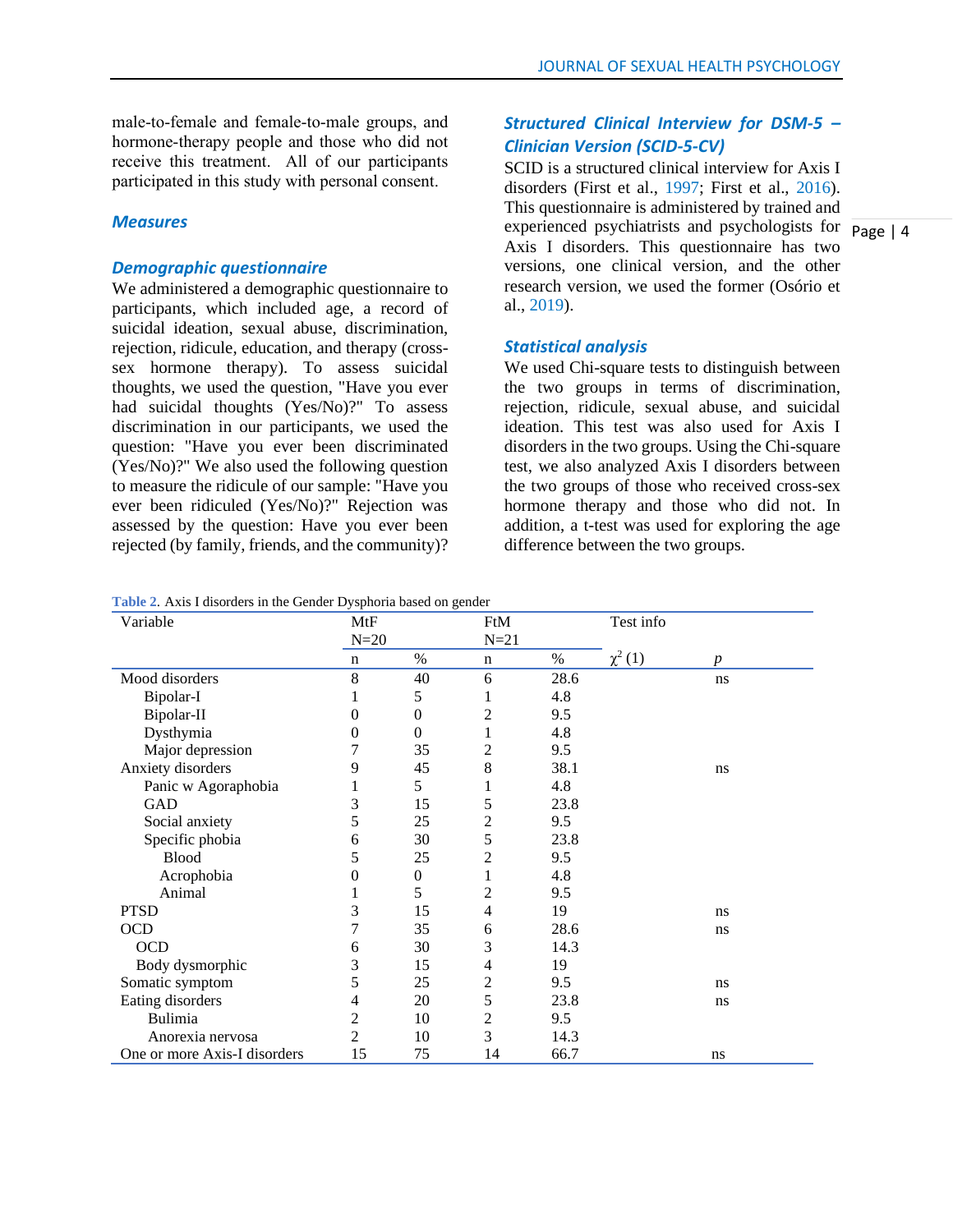male-to-female and female-to-male groups, and hormone-therapy people and those who did not receive this treatment. All of our participants participated in this study with personal consent.

## Measures

### Demographic questionnaire

We administered a demographic questionnaire to participants, which included age, a record of suicidal ideation, sexual abuse, discrimination, rejection, ridicule, education, and therapy (cross-sex hormone therapy). To assess suicidal thoughts, we used the question, "Have you ever had suicidal thoughts (Yes/No)?" To assess discrimination in our participants, we used the question: "Have you ever been discriminated (Yes/No)?" We also used the following question to measure the ridicule of our sample: "Have you ever been ridiculed (Yes/No)?" Rejection was assessed by the question: Have you ever been rejected (by family, friends, and the community)?

### Structured Clinical Interview for DSM-5 – Clinician Version (SCID-5-CV)

SCID is a structured clinical interview for Axis I disorders (First et al., 1997; First et al., 2016). This questionnaire is administered by trained and experienced psychiatrists and psychologists for Axis I disorders. This questionnaire has two versions, one clinical version, and the other research version, we used the former (Osório et al., 2019).

### Statistical analysis

We used Chi-square tests to distinguish between the two groups in terms of discrimination, rejection, ridicule, sexual abuse, and suicidal ideation. This test was also used for Axis I disorders in the two groups. Using the Chi-square test, we also analyzed Axis I disorders between the two groups of those who received cross-sex hormone therapy and those who did not. In addition, a t-test was used for exploring the age difference between the two groups.

**Table 2.** Axis I disorders in the Gender Dysphoria based on gender

| Variable | MtF N=20 | | FtM N=21 | | Test info | |
|---|---|---|---|---|---|---|
| | n | % | n | % | $\chi^2$ (1) | *p* |
| Mood disorders | 8 | 40 | 6 | 28.6 | | ns |
| Bipolar-I | 1 | 5 | 1 | 4.8 | | |
| Bipolar-II | 0 | 0 | 2 | 9.5 | | |
| Dysthymia | 0 | 0 | 1 | 4.8 | | |
| Major depression | 7 | 35 | 2 | 9.5 | | |
| Anxiety disorders | 9 | 45 | 8 | 38.1 | | ns |
| Panic w Agoraphobia | 1 | 5 | 1 | 4.8 | | |
| GAD | 3 | 15 | 5 | 23.8 | | |
| Social anxiety | 5 | 25 | 2 | 9.5 | | |
| Specific phobia | 6 | 30 | 5 | 23.8 | | |
| Blood | 5 | 25 | 2 | 9.5 | | |
| Acrophobia | 0 | 0 | 1 | 4.8 | | |
| Animal | 1 | 5 | 2 | 9.5 | | |
| PTSD | 3 | 15 | 4 | 19 | | ns |
| OCD | 7 | 35 | 6 | 28.6 | | ns |
| OCD | 6 | 30 | 3 | 14.3 | | |
| Body dysmorphic | 3 | 15 | 4 | 19 | | |
| Somatic symptom | 5 | 25 | 2 | 9.5 | | ns |
| Eating disorders | 4 | 20 | 5 | 23.8 | | ns |
| Bulimia | 2 | 10 | 2 | 9.5 | | |
| Anorexia nervosa | 2 | 10 | 3 | 14.3 | | |
| One or more Axis-I disorders | 15 | 75 | 14 | 66.7 | | ns |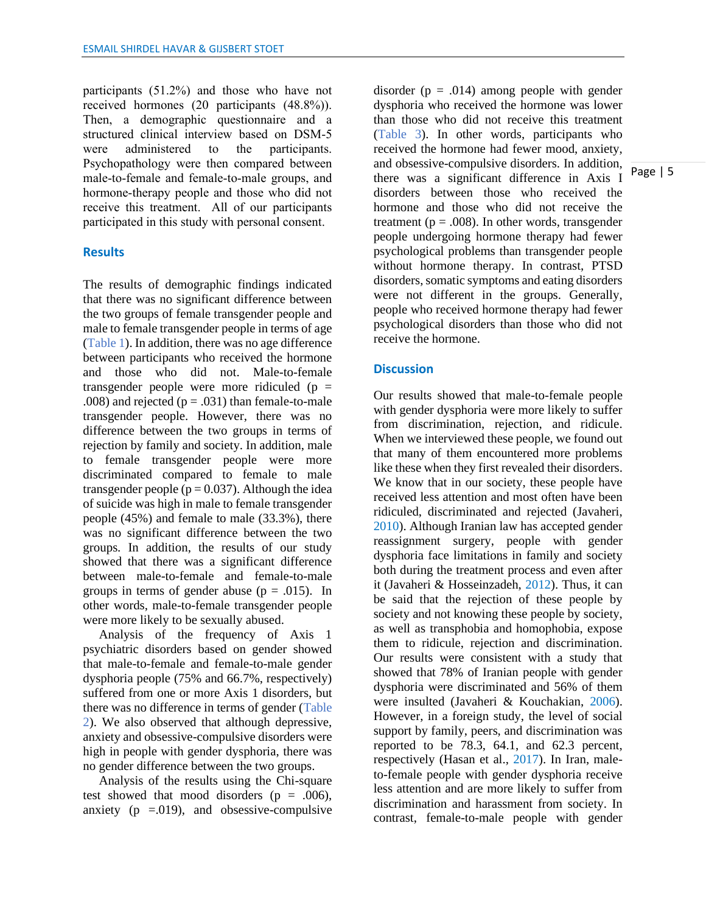participants (51.2%) and those who have not received hormones (20 participants (48.8%)). Then, a demographic questionnaire and a structured clinical interview based on DSM-5 were administered to the participants. Psychopathology were then compared between male-to-female and female-to-male groups, and hormone-therapy people and those who did not receive this treatment. All of our participants participated in this study with personal consent.

## Results

The results of demographic findings indicated that there was no significant difference between the two groups of female transgender people and male to female transgender people in terms of age (Table 1). In addition, there was no age difference between participants who received the hormone and those who did not. Male-to-female transgender people were more ridiculed ($p = .008$) and rejected ($p = .031$) than female-to-male transgender people. However, there was no difference between the two groups in terms of rejection by family and society. In addition, male to female transgender people were more discriminated compared to female to male transgender people ($p = 0.037$). Although the idea of suicide was high in male to female transgender people (45%) and female to male (33.3%), there was no significant difference between the two groups. In addition, the results of our study showed that there was a significant difference between male-to-female and female-to-male groups in terms of gender abuse ($p = .015$). In other words, male-to-female transgender people were more likely to be sexually abused.

Analysis of the frequency of Axis 1 psychiatric disorders based on gender showed that male-to-female and female-to-male gender dysphoria people (75% and 66.7%, respectively) suffered from one or more Axis 1 disorders, but there was no difference in terms of gender (Table 2). We also observed that although depressive, anxiety and obsessive-compulsive disorders were high in people with gender dysphoria, there was no gender difference between the two groups.

Analysis of the results using the Chi-square test showed that mood disorders ($p = .006$), anxiety ($p = .019$), and obsessive-compulsive disorder ($p = .014$) among people with gender dysphoria who received the hormone was lower than those who did not receive this treatment (Table 3). In other words, participants who received the hormone had fewer mood, anxiety, and obsessive-compulsive disorders. In addition, there was a significant difference in Axis I disorders between those who received the hormone and those who did not receive the treatment ($p = .008$). In other words, transgender people undergoing hormone therapy had fewer psychological problems than transgender people without hormone therapy. In contrast, PTSD disorders, somatic symptoms and eating disorders were not different in the groups. Generally, people who received hormone therapy had fewer psychological disorders than those who did not receive the hormone.

## Discussion

Our results showed that male-to-female people with gender dysphoria were more likely to suffer from discrimination, rejection, and ridicule. When we interviewed these people, we found out that many of them encountered more problems like these when they first revealed their disorders. We know that in our society, these people have received less attention and most often have been ridiculed, discriminated and rejected (Javaheri, 2010). Although Iranian law has accepted gender reassignment surgery, people with gender dysphoria face limitations in family and society both during the treatment process and even after it (Javaheri & Hosseinzadeh, 2012). Thus, it can be said that the rejection of these people by society and not knowing these people by society, as well as transphobia and homophobia, expose them to ridicule, rejection and discrimination. Our results were consistent with a study that showed that 78% of Iranian people with gender dysphoria were discriminated and 56% of them were insulted (Javaheri & Kouchakian, 2006). However, in a foreign study, the level of social support by family, peers, and discrimination was reported to be 78.3, 64.1, and 62.3 percent, respectively (Hasan et al., 2017). In Iran, male-to-female people with gender dysphoria receive less attention and are more likely to suffer from discrimination and harassment from society. In contrast, female-to-male people with gender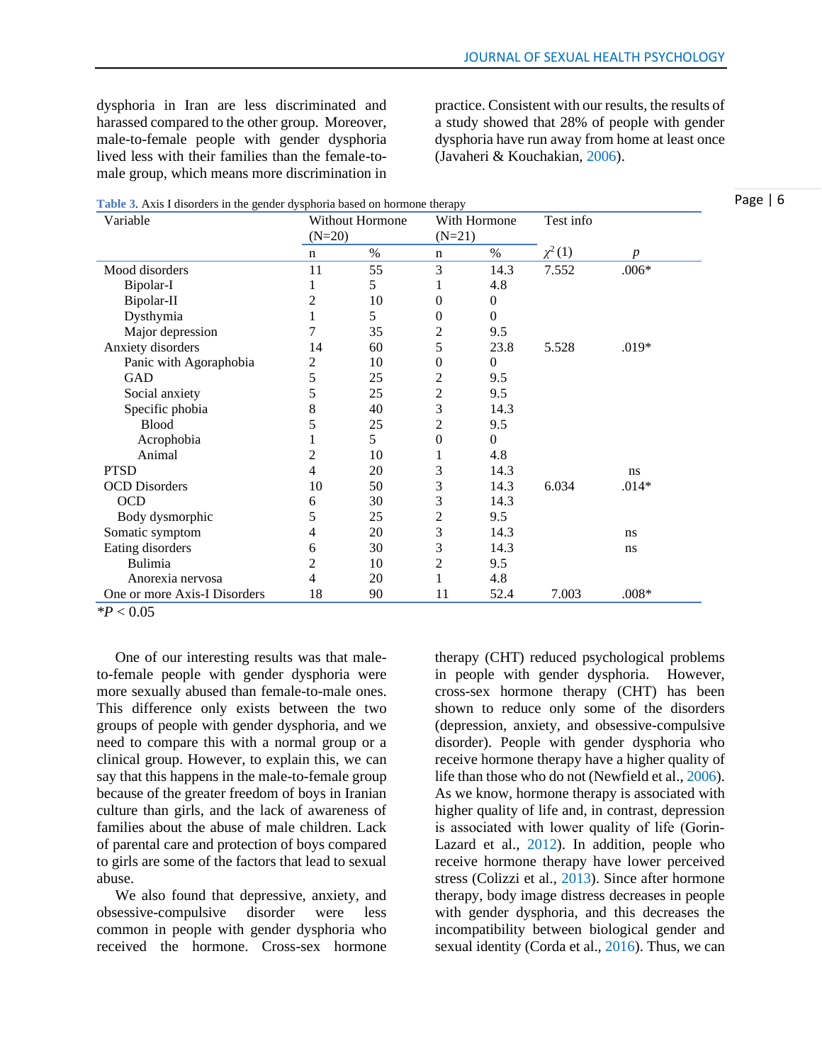dysphoria in Iran are less discriminated and harassed compared to the other group. Moreover, male-to-female people with gender dysphoria lived less with their families than the female-to-male group, which means more discrimination in practice. Consistent with our results, the results of a study showed that 28% of people with gender dysphoria have run away from home at least once (Javaheri & Kouchakian, 2006).

**Table 3.** Axis I disorders in the gender dysphoria based on hormone therapy

| Variable | Without Hormone (N=20) | | With Hormone (N=21) | | Test info | |
|---|---|---|---|---|---|---|
| | n | % | n | % | $\chi^2(1)$ | *p* |
| Mood disorders | 11 | 55 | 3 | 14.3 | 7.552 | .006* |
| Bipolar-I | 1 | 5 | 1 | 4.8 | | |
| Bipolar-II | 2 | 10 | 0 | 0 | | |
| Dysthymia | 1 | 5 | 0 | 0 | | |
| Major depression | 7 | 35 | 2 | 9.5 | | |
| Anxiety disorders | 14 | 60 | 5 | 23.8 | 5.528 | .019* |
| Panic with Agoraphobia | 2 | 10 | 0 | 0 | | |
| GAD | 5 | 25 | 2 | 9.5 | | |
| Social anxiety | 5 | 25 | 2 | 9.5 | | |
| Specific phobia | 8 | 40 | 3 | 14.3 | | |
| Blood | 5 | 25 | 2 | 9.5 | | |
| Acrophobia | 1 | 5 | 0 | 0 | | |
| Animal | 2 | 10 | 1 | 4.8 | | |
| PTSD | 4 | 20 | 3 | 14.3 | | ns |
| OCD Disorders | 10 | 50 | 3 | 14.3 | 6.034 | .014* |
| OCD | 6 | 30 | 3 | 14.3 | | |
| Body dysmorphic | 5 | 25 | 2 | 9.5 | | |
| Somatic symptom | 4 | 20 | 3 | 14.3 | | ns |
| Eating disorders | 6 | 30 | 3 | 14.3 | | ns |
| Bulimia | 2 | 10 | 2 | 9.5 | | |
| Anorexia nervosa | 4 | 20 | 1 | 4.8 | | |
| One or more Axis-I Disorders | 18 | 90 | 11 | 52.4 | 7.003 | .008* |

*$P < 0.05$

One of our interesting results was that male-to-female people with gender dysphoria were more sexually abused than female-to-male ones. This difference only exists between the two groups of people with gender dysphoria, and we need to compare this with a normal group or a clinical group. However, to explain this, we can say that this happens in the male-to-female group because of the greater freedom of boys in Iranian culture than girls, and the lack of awareness of families about the abuse of male children. Lack of parental care and protection of boys compared to girls are some of the factors that lead to sexual abuse.

We also found that depressive, anxiety, and obsessive-compulsive disorder were less common in people with gender dysphoria who received the hormone. Cross-sex hormone therapy (CHT) reduced psychological problems in people with gender dysphoria. However, cross-sex hormone therapy (CHT) has been shown to reduce only some of the disorders (depression, anxiety, and obsessive-compulsive disorder). People with gender dysphoria who receive hormone therapy have a higher quality of life than those who do not (Newfield et al., 2006). As we know, hormone therapy is associated with higher quality of life and, in contrast, depression is associated with lower quality of life (Gorin-Lazard et al., 2012). In addition, people who receive hormone therapy have lower perceived stress (Colizzi et al., 2013). Since after hormone therapy, body image distress decreases in people with gender dysphoria, and this decreases the incompatibility between biological gender and sexual identity (Corda et al., 2016). Thus, we can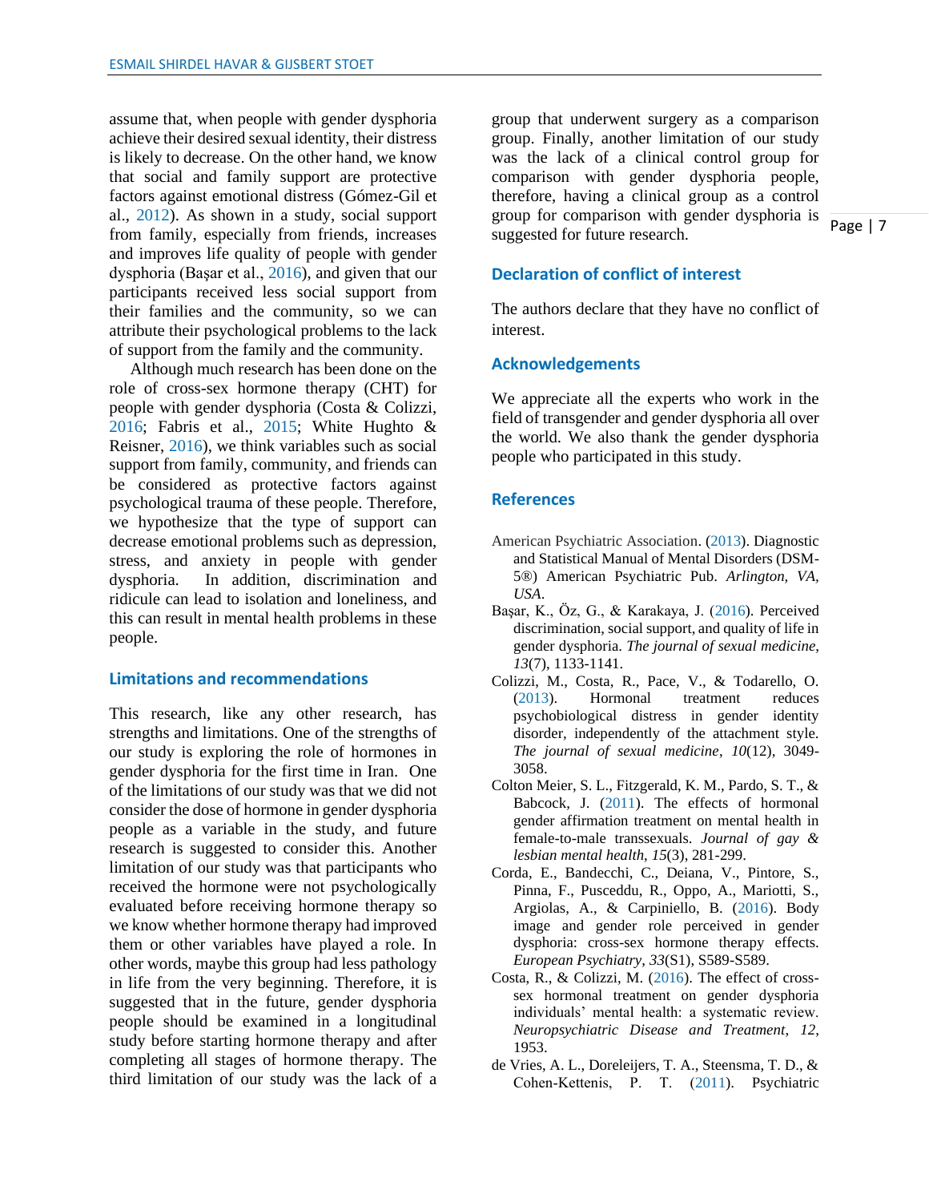assume that, when people with gender dysphoria achieve their desired sexual identity, their distress is likely to decrease. On the other hand, we know that social and family support are protective factors against emotional distress (Gómez-Gil et al., 2012). As shown in a study, social support from family, especially from friends, increases and improves life quality of people with gender dysphoria (Başar et al., 2016), and given that our participants received less social support from their families and the community, so we can attribute their psychological problems to the lack of support from the family and the community.

Although much research has been done on the role of cross-sex hormone therapy (CHT) for people with gender dysphoria (Costa & Colizzi, 2016; Fabris et al., 2015; White Hughto & Reisner, 2016), we think variables such as social support from family, community, and friends can be considered as protective factors against psychological trauma of these people. Therefore, we hypothesize that the type of support can decrease emotional problems such as depression, stress, and anxiety in people with gender dysphoria. In addition, discrimination and ridicule can lead to isolation and loneliness, and this can result in mental health problems in these people.

## Limitations and recommendations

This research, like any other research, has strengths and limitations. One of the strengths of our study is exploring the role of hormones in gender dysphoria for the first time in Iran. One of the limitations of our study was that we did not consider the dose of hormone in gender dysphoria people as a variable in the study, and future research is suggested to consider this. Another limitation of our study was that participants who received the hormone were not psychologically evaluated before receiving hormone therapy so we know whether hormone therapy had improved them or other variables have played a role. In other words, maybe this group had less pathology in life from the very beginning. Therefore, it is suggested that in the future, gender dysphoria people should be examined in a longitudinal study before starting hormone therapy and after completing all stages of hormone therapy. The third limitation of our study was the lack of a group that underwent surgery as a comparison group. Finally, another limitation of our study was the lack of a clinical control group for comparison with gender dysphoria people, therefore, having a clinical group as a control group for comparison with gender dysphoria is suggested for future research.

## Declaration of conflict of interest

The authors declare that they have no conflict of interest.

## Acknowledgements

We appreciate all the experts who work in the field of transgender and gender dysphoria all over the world. We also thank the gender dysphoria people who participated in this study.

## References

American Psychiatric Association. (2013). Diagnostic and Statistical Manual of Mental Disorders (DSM-5®) American Psychiatric Pub. *Arlington, VA, USA*.

Başar, K., Öz, G., & Karakaya, J. (2016). Perceived discrimination, social support, and quality of life in gender dysphoria. *The journal of sexual medicine*, *13*(7), 1133-1141.

Colizzi, M., Costa, R., Pace, V., & Todarello, O. (2013). Hormonal treatment reduces psychobiological distress in gender identity disorder, independently of the attachment style. *The journal of sexual medicine*, *10*(12), 3049-3058.

Colton Meier, S. L., Fitzgerald, K. M., Pardo, S. T., & Babcock, J. (2011). The effects of hormonal gender affirmation treatment on mental health in female-to-male transsexuals. *Journal of gay & lesbian mental health*, *15*(3), 281-299.

Corda, E., Bandecchi, C., Deiana, V., Pintore, S., Pinna, F., Pusceddu, R., Oppo, A., Mariotti, S., Argiolas, A., & Carpiniello, B. (2016). Body image and gender role perceived in gender dysphoria: cross-sex hormone therapy effects. *European Psychiatry*, *33*(S1), S589-S589.

Costa, R., & Colizzi, M. (2016). The effect of cross-sex hormonal treatment on gender dysphoria individuals' mental health: a systematic review. *Neuropsychiatric Disease and Treatment*, *12*, 1953.

de Vries, A. L., Doreleijers, T. A., Steensma, T. D., & Cohen-Kettenis, P. T. (2011). Psychiatric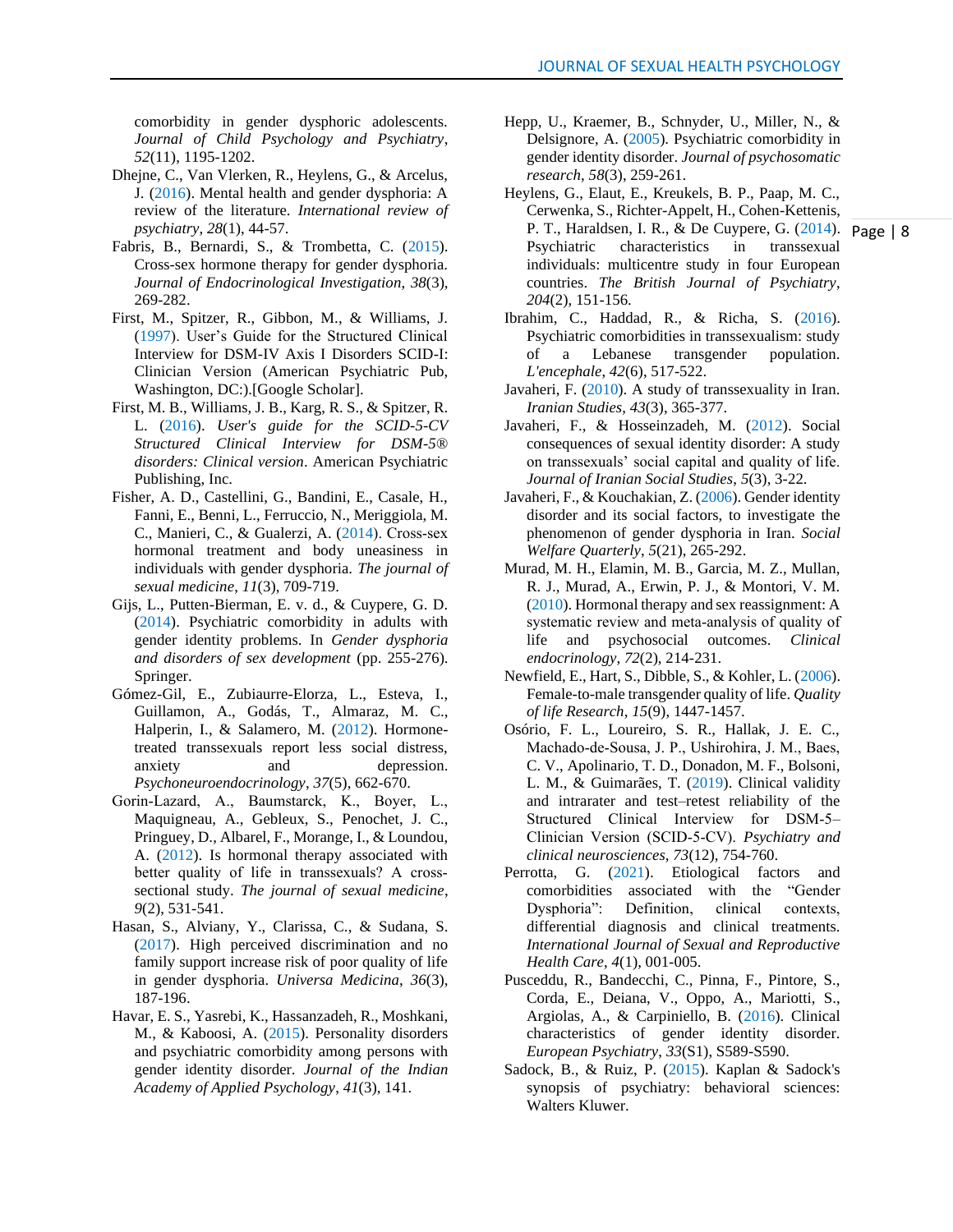comorbidity in gender dysphoric adolescents. *Journal of Child Psychology and Psychiatry*, *52*(11), 1195-1202.

Dhejne, C., Van Vlerken, R., Heylens, G., & Arcelus, J. (2016). Mental health and gender dysphoria: A review of the literature. *International review of psychiatry*, *28*(1), 44-57.

Fabris, B., Bernardi, S., & Trombetta, C. (2015). Cross-sex hormone therapy for gender dysphoria. *Journal of Endocrinological Investigation*, *38*(3), 269-282.

First, M., Spitzer, R., Gibbon, M., & Williams, J. (1997). User's Guide for the Structured Clinical Interview for DSM-IV Axis I Disorders SCID-I: Clinician Version (American Psychiatric Pub, Washington, DC:).[Google Scholar].

First, M. B., Williams, J. B., Karg, R. S., & Spitzer, R. L. (2016). *User's guide for the SCID-5-CV Structured Clinical Interview for DSM-5® disorders: Clinical version*. American Psychiatric Publishing, Inc.

Fisher, A. D., Castellini, G., Bandini, E., Casale, H., Fanni, E., Benni, L., Ferruccio, N., Meriggiola, M. C., Manieri, C., & Gualerzi, A. (2014). Cross-sex hormonal treatment and body uneasiness in individuals with gender dysphoria. *The journal of sexual medicine*, *11*(3), 709-719.

Gijs, L., Putten-Bierman, E. v. d., & Cuypere, G. D. (2014). Psychiatric comorbidity in adults with gender identity problems. In *Gender dysphoria and disorders of sex development* (pp. 255-276). Springer.

Gómez-Gil, E., Zubiaurre-Elorza, L., Esteva, I., Guillamon, A., Godás, T., Almaraz, M. C., Halperin, I., & Salamero, M. (2012). Hormone-treated transsexuals report less social distress, anxiety and depression. *Psychoneuroendocrinology*, *37*(5), 662-670.

Gorin-Lazard, A., Baumstarck, K., Boyer, L., Maquigneau, A., Gebleux, S., Penochet, J. C., Pringuey, D., Albarel, F., Morange, I., & Loundou, A. (2012). Is hormonal therapy associated with better quality of life in transsexuals? A cross-sectional study. *The journal of sexual medicine*, *9*(2), 531-541.

Hasan, S., Alviany, Y., Clarissa, C., & Sudana, S. (2017). High perceived discrimination and no family support increase risk of poor quality of life in gender dysphoria. *Universa Medicina*, *36*(3), 187-196.

Havar, E. S., Yasrebi, K., Hassanzadeh, R., Moshkani, M., & Kaboosi, A. (2015). Personality disorders and psychiatric comorbidity among persons with gender identity disorder. *Journal of the Indian Academy of Applied Psychology*, *41*(3), 141.

Hepp, U., Kraemer, B., Schnyder, U., Miller, N., & Delsignore, A. (2005). Psychiatric comorbidity in gender identity disorder. *Journal of psychosomatic research*, *58*(3), 259-261.

Heylens, G., Elaut, E., Kreukels, B. P., Paap, M. C., Cerwenka, S., Richter-Appelt, H., Cohen-Kettenis, P. T., Haraldsen, I. R., & De Cuypere, G. (2014). Psychiatric characteristics in transsexual individuals: multicentre study in four European countries. *The British Journal of Psychiatry*, *204*(2), 151-156.

Ibrahim, C., Haddad, R., & Richa, S. (2016). Psychiatric comorbidities in transsexualism: study of a Lebanese transgender population. *L'encephale*, *42*(6), 517-522.

Javaheri, F. (2010). A study of transsexuality in Iran. *Iranian Studies*, *43*(3), 365-377.

Javaheri, F., & Hosseinzadeh, M. (2012). Social consequences of sexual identity disorder: A study on transsexuals' social capital and quality of life. *Journal of Iranian Social Studies*, *5*(3), 3-22.

Javaheri, F., & Kouchakian, Z. (2006). Gender identity disorder and its social factors, to investigate the phenomenon of gender dysphoria in Iran. *Social Welfare Quarterly*, *5*(21), 265-292.

Murad, M. H., Elamin, M. B., Garcia, M. Z., Mullan, R. J., Murad, A., Erwin, P. J., & Montori, V. M. (2010). Hormonal therapy and sex reassignment: A systematic review and meta-analysis of quality of life and psychosocial outcomes. *Clinical endocrinology*, *72*(2), 214-231.

Newfield, E., Hart, S., Dibble, S., & Kohler, L. (2006). Female-to-male transgender quality of life. *Quality of life Research*, *15*(9), 1447-1457.

Osório, F. L., Loureiro, S. R., Hallak, J. E. C., Machado-de-Sousa, J. P., Ushirohira, J. M., Baes, C. V., Apolinario, T. D., Donadon, M. F., Bolsoni, L. M., & Guimarães, T. (2019). Clinical validity and intrarater and test–retest reliability of the Structured Clinical Interview for DSM-5–Clinician Version (SCID-5-CV). *Psychiatry and clinical neurosciences*, *73*(12), 754-760.

Perrotta, G. (2021). Etiological factors and comorbidities associated with the "Gender Dysphoria": Definition, clinical contexts, differential diagnosis and clinical treatments. *International Journal of Sexual and Reproductive Health Care*, *4*(1), 001-005.

Pusceddu, R., Bandecchi, C., Pinna, F., Pintore, S., Corda, E., Deiana, V., Oppo, A., Mariotti, S., Argiolas, A., & Carpiniello, B. (2016). Clinical characteristics of gender identity disorder. *European Psychiatry*, *33*(S1), S589-S590.

Sadock, B., & Ruiz, P. (2015). Kaplan & Sadock's synopsis of psychiatry: behavioral sciences: Walters Kluwer.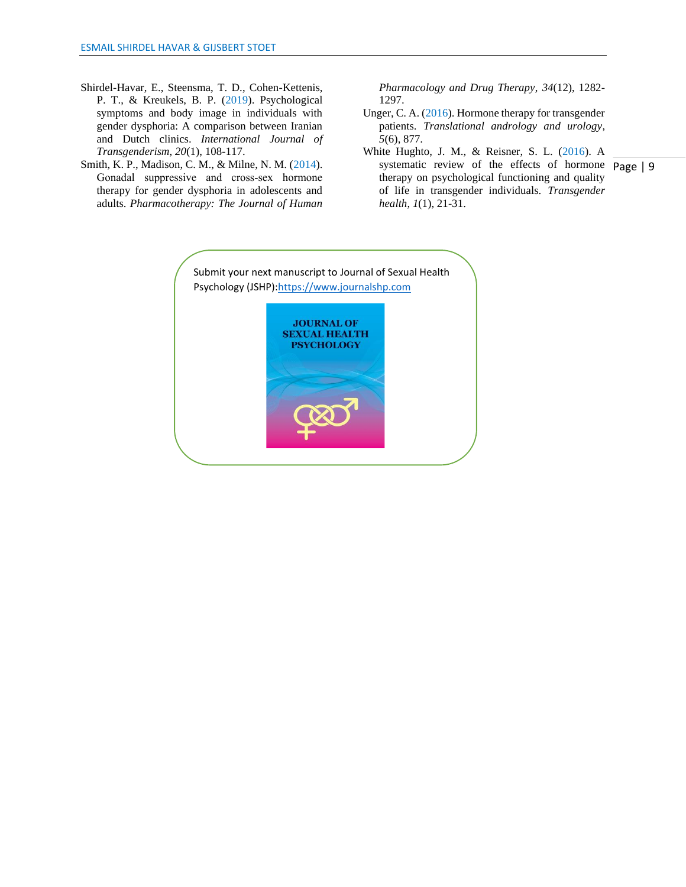Shirdel-Havar, E., Steensma, T. D., Cohen-Kettenis, P. T., & Kreukels, B. P. (2019). Psychological symptoms and body image in individuals with gender dysphoria: A comparison between Iranian and Dutch clinics. *International Journal of Transgenderism*, *20*(1), 108-117.

Smith, K. P., Madison, C. M., & Milne, N. M. (2014). Gonadal suppressive and cross-sex hormone therapy for gender dysphoria in adolescents and adults. *Pharmacotherapy: The Journal of Human Pharmacology and Drug Therapy*, *34*(12), 1282-1297.

Unger, C. A. (2016). Hormone therapy for transgender patients. *Translational andrology and urology*, *5*(6), 877.

White Hughto, J. M., & Reisner, S. L. (2016). A systematic review of the effects of hormone therapy on psychological functioning and quality of life in transgender individuals. *Transgender health*, *1*(1), 21-31.

Submit your next manuscript to Journal of Sexual Health Psychology (JSHP): https://www.journalshp.com

JOURNAL OF SEXUAL HEALTH PSYCHOLOGY